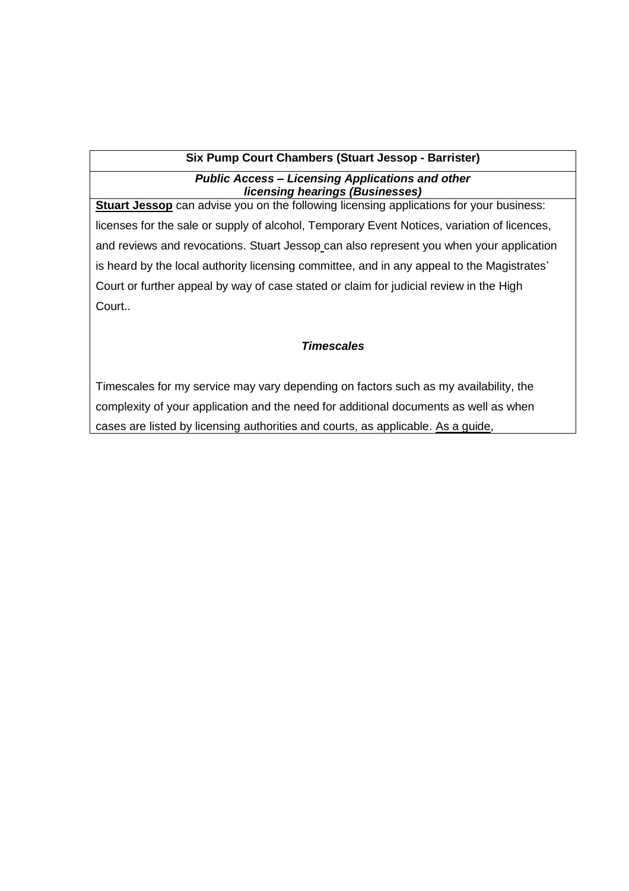**Six Pump Court Chambers (Stuart Jessop - Barrister)**

***Public Access – Licensing Applications and other licensing hearings (Businesses)***

**Stuart Jessop** can advise you on the following licensing applications for your business: licenses for the sale or supply of alcohol, Temporary Event Notices, variation of licences, and reviews and revocations. Stuart Jessop can also represent you when your application is heard by the local authority licensing committee, and in any appeal to the Magistrates' Court or further appeal by way of case stated or claim for judicial review in the High Court..

***Timescales***

Timescales for my service may vary depending on factors such as my availability, the complexity of your application and the need for additional documents as well as when cases are listed by licensing authorities and courts, as applicable. As a guide,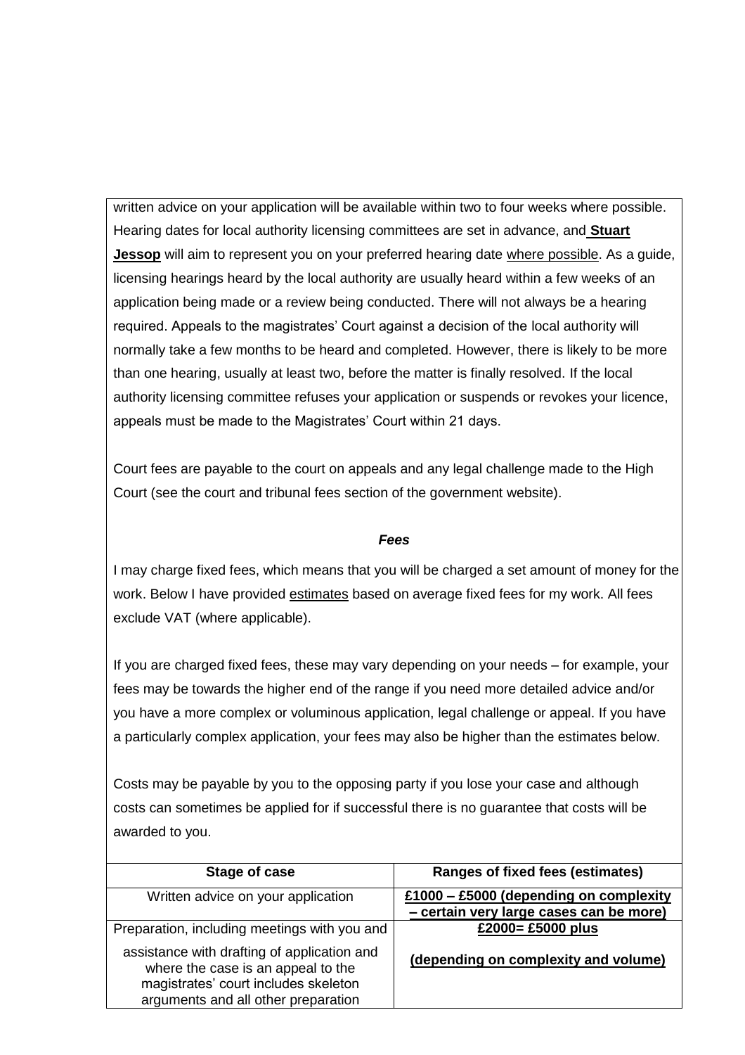written advice on your application will be available within two to four weeks where possible. Hearing dates for local authority licensing committees are set in advance, and **Stuart Jessop** will aim to represent you on your preferred hearing date where possible. As a guide, licensing hearings heard by the local authority are usually heard within a few weeks of an application being made or a review being conducted. There will not always be a hearing required. Appeals to the magistrates' Court against a decision of the local authority will normally take a few months to be heard and completed. However, there is likely to be more than one hearing, usually at least two, before the matter is finally resolved. If the local authority licensing committee refuses your application or suspends or revokes your licence, appeals must be made to the Magistrates' Court within 21 days.

Court fees are payable to the court on appeals and any legal challenge made to the High Court (see the court and tribunal fees section of the government website).

***Fees***

I may charge fixed fees, which means that you will be charged a set amount of money for the work. Below I have provided estimates based on average fixed fees for my work. All fees exclude VAT (where applicable).

If you are charged fixed fees, these may vary depending on your needs – for example, your fees may be towards the higher end of the range if you need more detailed advice and/or you have a more complex or voluminous application, legal challenge or appeal. If you have a particularly complex application, your fees may also be higher than the estimates below.

Costs may be payable by you to the opposing party if you lose your case and although costs can sometimes be applied for if successful there is no guarantee that costs will be awarded to you.

| Stage of case | Ranges of fixed fees (estimates) |
|---|---|
| Written advice on your application | **£1000 – £5000 (depending on complexity – certain very large cases can be more)** |
| Preparation, including meetings with you and assistance with drafting of application and where the case is an appeal to the magistrates' court includes skeleton arguments and all other preparation | **£2000= £5000 plus (depending on complexity and volume)** |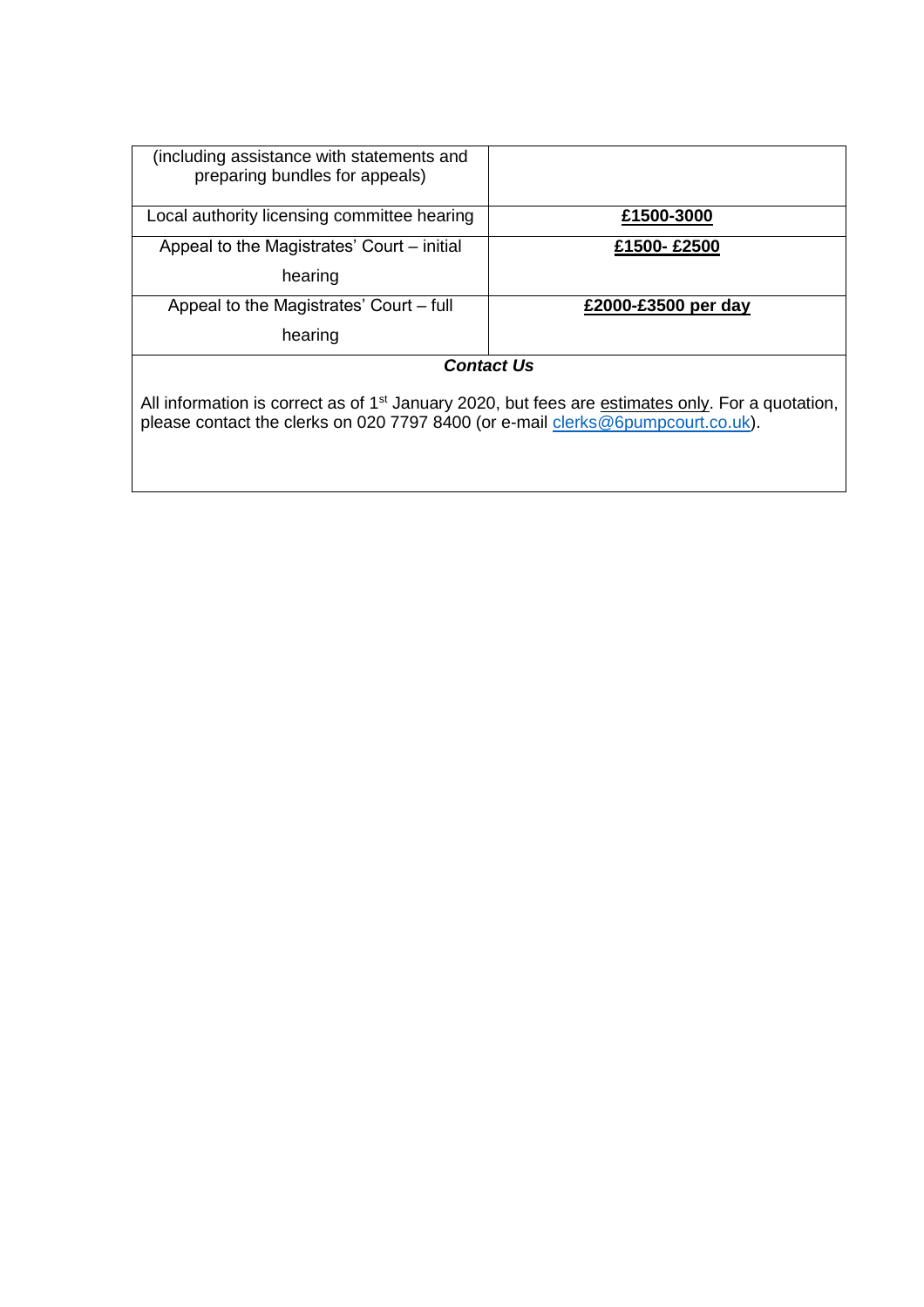| (including assistance with statements and preparing bundles for appeals) | |
|---|---|
| Local authority licensing committee hearing | **£1500-3000** |
| Appeal to the Magistrates' Court – initial hearing | **£1500- £2500** |
| Appeal to the Magistrates' Court – full hearing | **£2000-£3500 per day** |

***Contact Us***

All information is correct as of 1st January 2020, but fees are estimates only. For a quotation, please contact the clerks on 020 7797 8400 (or e-mail clerks@6pumpcourt.co.uk).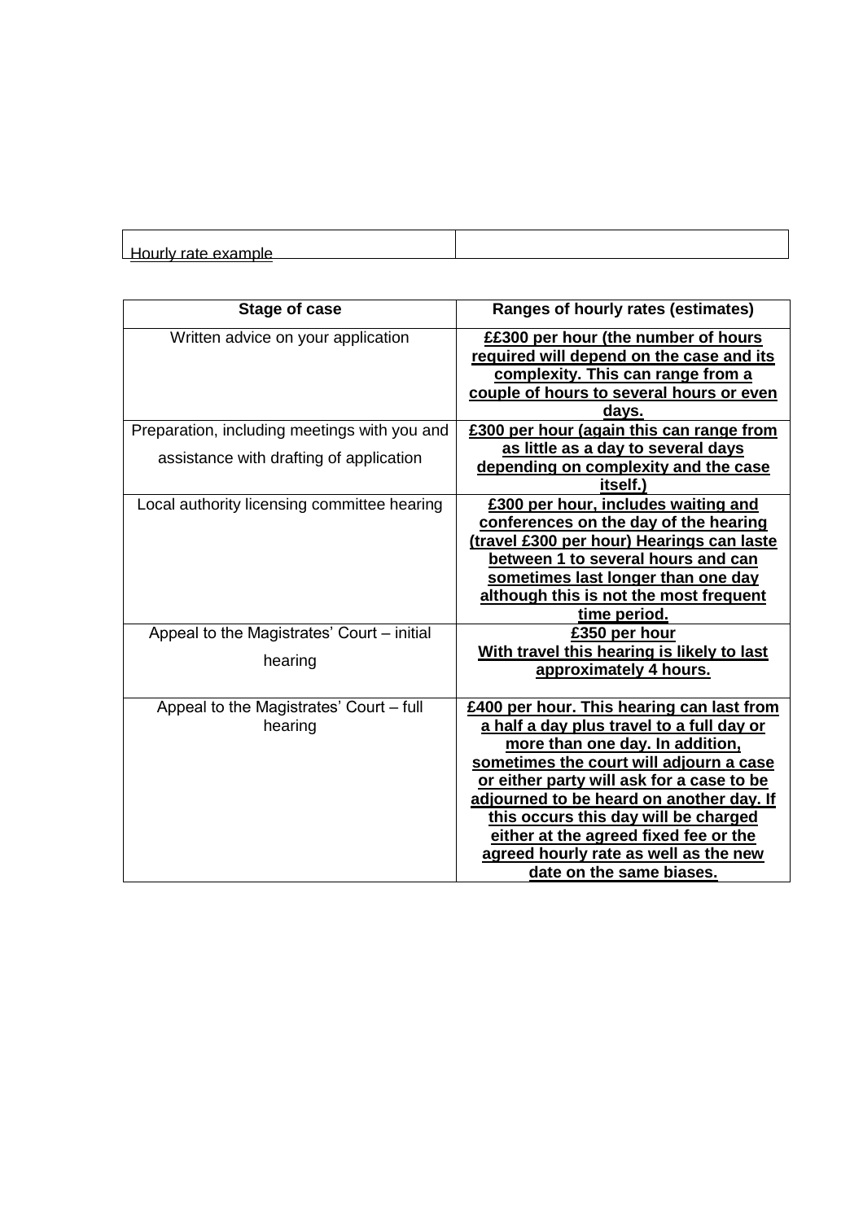| Hourly rate example | |
|---|---|

| Stage of case | Ranges of hourly rates (estimates) |
|---|---|
| Written advice on your application | **££300 per hour (the number of hours required will depend on the case and its complexity. This can range from a couple of hours to several hours or even days.** |
| Preparation, including meetings with you and assistance with drafting of application | **£300 per hour (again this can range from as little as a day to several days depending on complexity and the case itself.)** |
| Local authority licensing committee hearing | **£300 per hour, includes waiting and conferences on the day of the hearing (travel £300 per hour) Hearings can laste between 1 to several hours and can sometimes last longer than one day although this is not the most frequent time period.** |
| Appeal to the Magistrates' Court – initial hearing | **£350 per hour With travel this hearing is likely to last approximately 4 hours.** |
| Appeal to the Magistrates' Court – full hearing | **£400 per hour. This hearing can last from a half a day plus travel to a full day or more than one day. In addition, sometimes the court will adjourn a case or either party will ask for a case to be adjourned to be heard on another day. If this occurs this day will be charged either at the agreed fixed fee or the agreed hourly rate as well as the new date on the same biases.** |